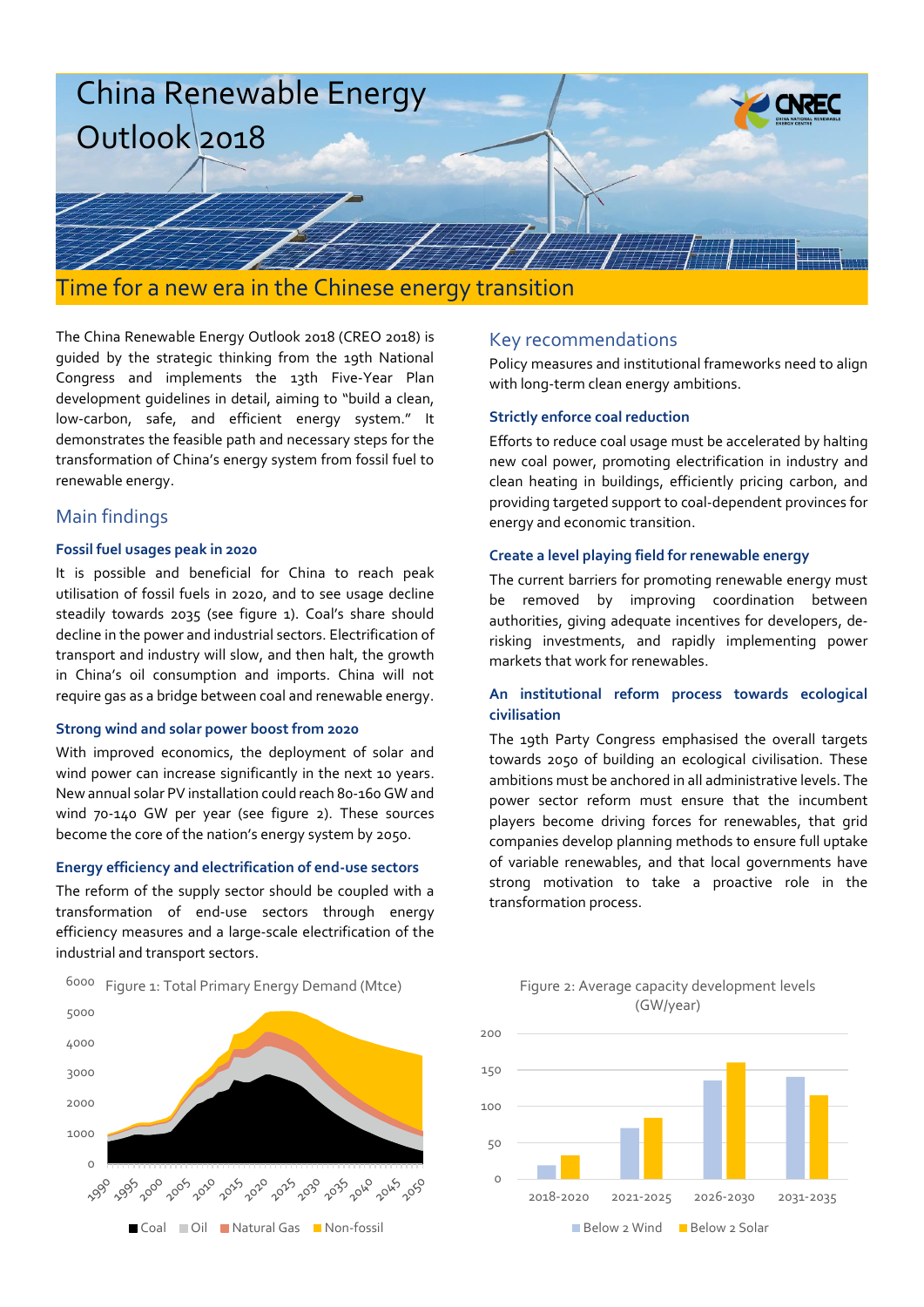# China Renewable Energy Outlook 2018

## Time for a new era in the Chinese energy transition

The China Renewable Energy Outlook 2018 (CREO 2018) is guided by the strategic thinking from the 19th National Congress and implements the 13th Five-Year Plan development guidelines in detail, aiming to "build a clean, low-carbon, safe, and efficient energy system." It demonstrates the feasible path and necessary steps for the transformation of China's energy system from fossil fuel to renewable energy.

## Main findings

### Fossil fuel usages peak in 2020

It is possible and beneficial for China to reach peak utilisation of fossil fuels in 2020, and to see usage decline steadily towards 2035 (see figure 1). Coal's share should decline in the power and industrial sectors. Electrification of transport and industry will slow, and then halt, the growth in China's oil consumption and imports. China will not require gas as a bridge between coal and renewable energy.

### Strong wind and solar power boost from 2020

With improved economics, the deployment of solar and wind power can increase significantly in the next 10 years. New annual solar PV installation could reach 80-160 GW and wind 70-140 GW per year (see figure 2). These sources become the core of the nation's energy system by 2050.

### Energy efficiency and electrification of end-use sectors

The reform of the supply sector should be coupled with a transformation of end-use sectors through energy efficiency measures and a large-scale electrification of the industrial and transport sectors.

## Key recommendations

Policy measures and institutional frameworks need to align with long-term clean energy ambitions.

### Strictly enforce coal reduction

Efforts to reduce coal usage must be accelerated by halting new coal power, promoting electrification in industry and clean heating in buildings, efficiently pricing carbon, and providing targeted support to coal-dependent provinces for energy and economic transition.

### Create a level playing field for renewable energy

The current barriers for promoting renewable energy must be removed by improving coordination between authorities, giving adequate incentives for developers, de-risking investments, and rapidly implementing power markets that work for renewables.

### An institutional reform process towards ecological civilisation

The 19th Party Congress emphasised the overall targets towards 2050 of building an ecological civilisation. These ambitions must be anchored in all administrative levels. The power sector reform must ensure that the incumbent players become driving forces for renewables, that grid companies develop planning methods to ensure full uptake of variable renewables, and that local governments have strong motivation to take a proactive role in the transformation process.

Figure 1: Total Primary Energy Demand (Mtce)

Figure 2: Average capacity development levels (GW/year)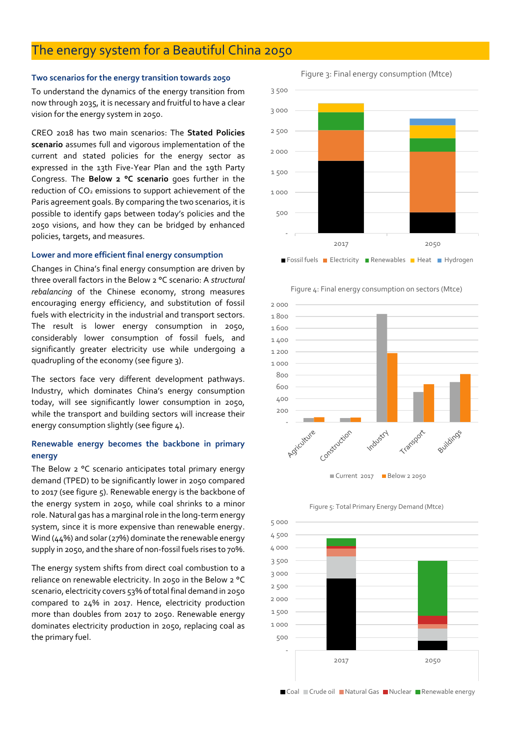# The energy system for a Beautiful China 2050

### Two scenarios for the energy transition towards 2050

To understand the dynamics of the energy transition from now through 2035, it is necessary and fruitful to have a clear vision for the energy system in 2050.

CREO 2018 has two main scenarios: The **Stated Policies scenario** assumes full and vigorous implementation of the current and stated policies for the energy sector as expressed in the 13th Five-Year Plan and the 19th Party Congress. The **Below 2 °C scenario** goes further in the reduction of $CO_2$ emissions to support achievement of the Paris agreement goals. By comparing the two scenarios, it is possible to identify gaps between today's policies and the 2050 visions, and how they can be bridged by enhanced policies, targets, and measures.

### Lower and more efficient final energy consumption

Changes in China's final energy consumption are driven by three overall factors in the Below 2 °C scenario: A *structural rebalancing* of the Chinese economy, strong measures encouraging energy efficiency, and substitution of fossil fuels with electricity in the industrial and transport sectors. The result is lower energy consumption in 2050, considerably lower consumption of fossil fuels, and significantly greater electricity use while undergoing a quadrupling of the economy (see figure 3).

The sectors face very different development pathways. Industry, which dominates China's energy consumption today, will see significantly lower consumption in 2050, while the transport and building sectors will increase their energy consumption slightly (see figure 4).

### Renewable energy becomes the backbone in primary energy

The Below 2 °C scenario anticipates total primary energy demand (TPED) to be significantly lower in 2050 compared to 2017 (see figure 5). Renewable energy is the backbone of the energy system in 2050, while coal shrinks to a minor role. Natural gas has a marginal role in the long-term energy system, since it is more expensive than renewable energy. Wind (44%) and solar (27%) dominate the renewable energy supply in 2050, and the share of non-fossil fuels rises to 70%.

The energy system shifts from direct coal combustion to a reliance on renewable electricity. In 2050 in the Below 2 °C scenario, electricity covers 53% of total final demand in 2050 compared to 24% in 2017. Hence, electricity production more than doubles from 2017 to 2050. Renewable energy dominates electricity production in 2050, replacing coal as the primary fuel.

Figure 3: Final energy consumption (Mtce)

Figure 4: Final energy consumption on sectors (Mtce)

Figure 5: Total Primary Energy Demand (Mtce)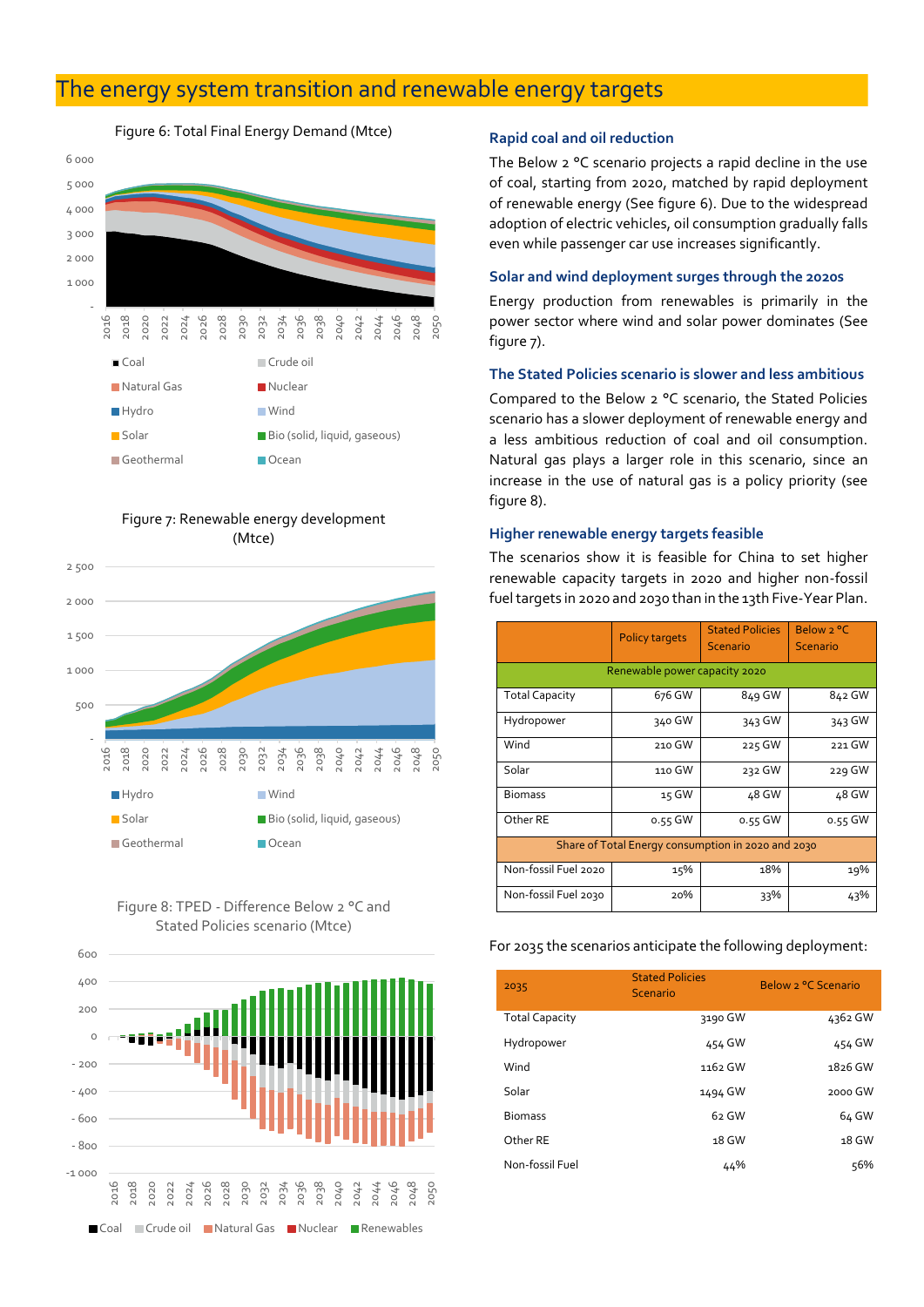# The energy system transition and renewable energy targets

Figure 6: Total Final Energy Demand (Mtce)

Figure 7: Renewable energy development (Mtce)

Figure 8: TPED - Difference Below 2 °C and Stated Policies scenario (Mtce)

### Rapid coal and oil reduction

The Below 2 °C scenario projects a rapid decline in the use of coal, starting from 2020, matched by rapid deployment of renewable energy (See figure 6). Due to the widespread adoption of electric vehicles, oil consumption gradually falls even while passenger car use increases significantly.

### Solar and wind deployment surges through the 2020s

Energy production from renewables is primarily in the power sector where wind and solar power dominates (See figure 7).

### The Stated Policies scenario is slower and less ambitious

Compared to the Below 2 °C scenario, the Stated Policies scenario has a slower deployment of renewable energy and a less ambitious reduction of coal and oil consumption. Natural gas plays a larger role in this scenario, since an increase in the use of natural gas is a policy priority (see figure 8).

### Higher renewable energy targets feasible

The scenarios show it is feasible for China to set higher renewable capacity targets in 2020 and higher non-fossil fuel targets in 2020 and 2030 than in the 13th Five-Year Plan.

| | Policy targets | Stated Policies Scenario | Below 2 °C Scenario |
|---|---|---|---|
| Renewable power capacity 2020 | | | |
| Total Capacity | 676 GW | 849 GW | 842 GW |
| Hydropower | 340 GW | 343 GW | 343 GW |
| Wind | 210 GW | 225 GW | 221 GW |
| Solar | 110 GW | 232 GW | 229 GW |
| Biomass | 15 GW | 48 GW | 48 GW |
| Other RE | 0.55 GW | 0.55 GW | 0.55 GW |
| Share of Total Energy consumption in 2020 and 2030 | | | |
| Non-fossil Fuel 2020 | 15% | 18% | 19% |
| Non-fossil Fuel 2030 | 20% | 33% | 43% |

For 2035 the scenarios anticipate the following deployment:

| 2035 | Stated Policies Scenario | Below 2 °C Scenario |
|---|---|---|
| Total Capacity | 3190 GW | 4362 GW |
| Hydropower | 454 GW | 454 GW |
| Wind | 1162 GW | 1826 GW |
| Solar | 1494 GW | 2000 GW |
| Biomass | 62 GW | 64 GW |
| Other RE | 18 GW | 18 GW |
| Non-fossil Fuel | 44% | 56% |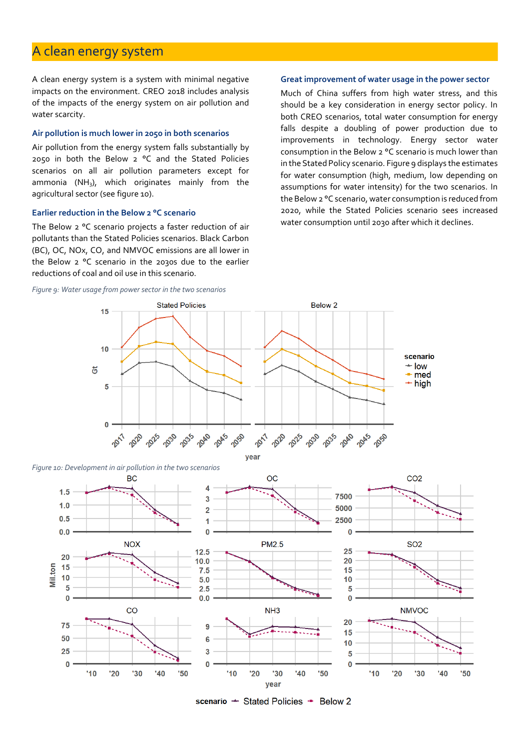# A clean energy system

A clean energy system is a system with minimal negative impacts on the environment. CREO 2018 includes analysis of the impacts of the energy system on air pollution and water scarcity.

### Air pollution is much lower in 2050 in both scenarios

Air pollution from the energy system falls substantially by 2050 in both the Below 2 °C and the Stated Policies scenarios on all air pollution parameters except for ammonia ($NH_3$), which originates mainly from the agricultural sector (see figure 10).

### Earlier reduction in the Below 2 °C scenario

The Below 2 °C scenario projects a faster reduction of air pollutants than the Stated Policies scenarios. Black Carbon (BC), OC, NOx, CO, and NMVOC emissions are all lower in the Below 2 °C scenario in the 2030s due to the earlier reductions of coal and oil use in this scenario.

### Great improvement of water usage in the power sector

Much of China suffers from high water stress, and this should be a key consideration in energy sector policy. In both CREO scenarios, total water consumption for energy falls despite a doubling of power production due to improvements in technology. Energy sector water consumption in the Below 2 °C scenario is much lower than in the Stated Policy scenario. Figure 9 displays the estimates for water consumption (high, medium, low depending on assumptions for water intensity) for the two scenarios. In the Below 2 °C scenario, water consumption is reduced from 2020, while the Stated Policies scenario sees increased water consumption until 2030 after which it declines.

*Figure 9: Water usage from power sector in the two scenarios*

*Figure 10: Development in air pollution in the two scenarios*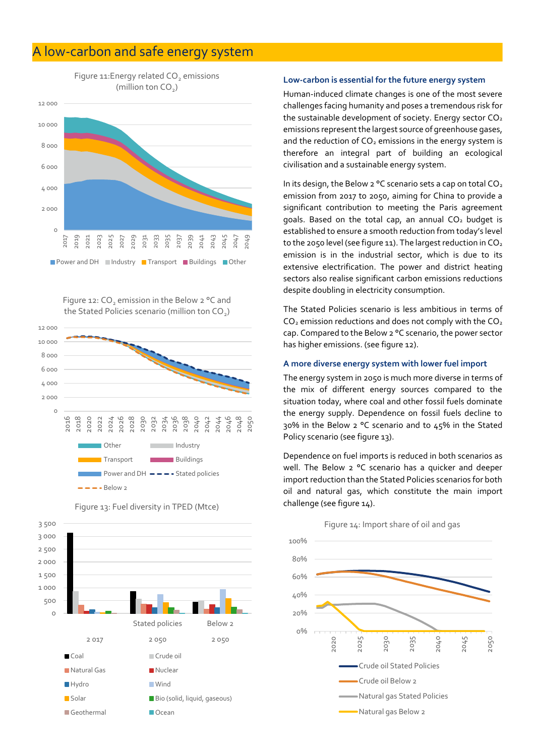# A low-carbon and safe energy system

Figure 11: Energy related $CO_2$ emissions (million ton $CO_2$)

Figure 12: $CO_2$ emission in the Below 2 °C and the Stated Policies scenario (million ton $CO_2$)

Figure 13: Fuel diversity in TPED (Mtce)

### Low-carbon is essential for the future energy system

Human-induced climate changes is one of the most severe challenges facing humanity and poses a tremendous risk for the sustainable development of society. Energy sector $CO_2$ emissions represent the largest source of greenhouse gases, and the reduction of $CO_2$ emissions in the energy system is therefore an integral part of building an ecological civilisation and a sustainable energy system.

In its design, the Below 2 °C scenario sets a cap on total $CO_2$ emission from 2017 to 2050, aiming for China to provide a significant contribution to meeting the Paris agreement goals. Based on the total cap, an annual $CO_2$ budget is established to ensure a smooth reduction from today's level to the 2050 level (see figure 11). The largest reduction in $CO_2$ emission is in the industrial sector, which is due to its extensive electrification. The power and district heating sectors also realise significant carbon emissions reductions despite doubling in electricity consumption.

The Stated Policies scenario is less ambitious in terms of $CO_2$ emission reductions and does not comply with the $CO_2$ cap. Compared to the Below 2 °C scenario, the power sector has higher emissions. (see figure 12).

### A more diverse energy system with lower fuel import

The energy system in 2050 is much more diverse in terms of the mix of different energy sources compared to the situation today, where coal and other fossil fuels dominate the energy supply. Dependence on fossil fuels decline to 30% in the Below 2 °C scenario and to 45% in the Stated Policy scenario (see figure 13).

Dependence on fuel imports is reduced in both scenarios as well. The Below 2 °C scenario has a quicker and deeper import reduction than the Stated Policies scenarios for both oil and natural gas, which constitute the main import challenge (see figure 14).

Figure 14: Import share of oil and gas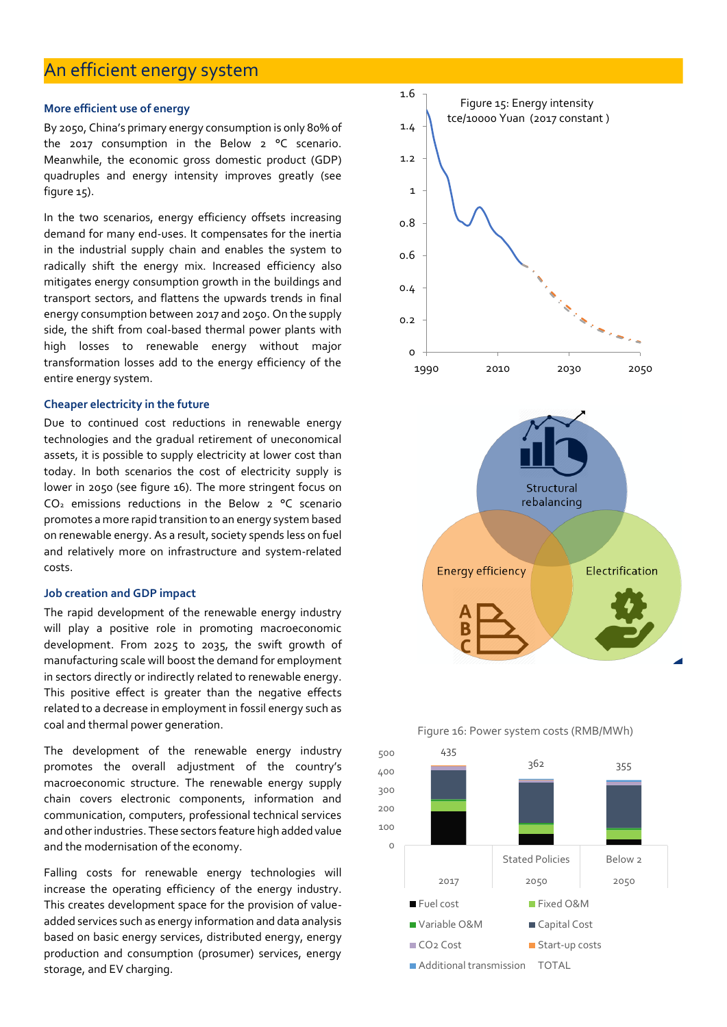## An efficient energy system

### More efficient use of energy

By 2050, China's primary energy consumption is only 80% of the 2017 consumption in the Below 2 °C scenario. Meanwhile, the economic gross domestic product (GDP) quadruples and energy intensity improves greatly (see figure 15).

In the two scenarios, energy efficiency offsets increasing demand for many end-uses. It compensates for the inertia in the industrial supply chain and enables the system to radically shift the energy mix. Increased efficiency also mitigates energy consumption growth in the buildings and transport sectors, and flattens the upwards trends in final energy consumption between 2017 and 2050. On the supply side, the shift from coal-based thermal power plants with high losses to renewable energy without major transformation losses add to the energy efficiency of the entire energy system.

### Cheaper electricity in the future

Due to continued cost reductions in renewable energy technologies and the gradual retirement of uneconomical assets, it is possible to supply electricity at lower cost than today. In both scenarios the cost of electricity supply is lower in 2050 (see figure 16). The more stringent focus on $CO_2$ emissions reductions in the Below 2 °C scenario promotes a more rapid transition to an energy system based on renewable energy. As a result, society spends less on fuel and relatively more on infrastructure and system-related costs.

### Job creation and GDP impact

The rapid development of the renewable energy industry will play a positive role in promoting macroeconomic development. From 2025 to 2035, the swift growth of manufacturing scale will boost the demand for employment in sectors directly or indirectly related to renewable energy. This positive effect is greater than the negative effects related to a decrease in employment in fossil energy such as coal and thermal power generation.

The development of the renewable energy industry promotes the overall adjustment of the country's macroeconomic structure. The renewable energy supply chain covers electronic components, information and communication, computers, professional technical services and other industries. These sectors feature high added value and the modernisation of the economy.

Falling costs for renewable energy technologies will increase the operating efficiency of the energy industry. This creates development space for the provision of value-added services such as energy information and data analysis based on basic energy services, distributed energy, energy production and consumption (prosumer) services, energy storage, and EV charging.

Figure 15: Energy intensity tce/10000 Yuan (2017 constant)

Structural rebalancing — Energy efficiency — Electrification

Figure 16: Power system costs (RMB/MWh)

| | 2017 | Stated Policies 2050 | Below 2 2050 |
|---|---|---|---|
| TOTAL | 435 | 362 | 355 |

Legend: Fuel cost, Fixed O&M, Variable O&M, Capital Cost, CO2 Cost, Start-up costs, Additional transmission, TOTAL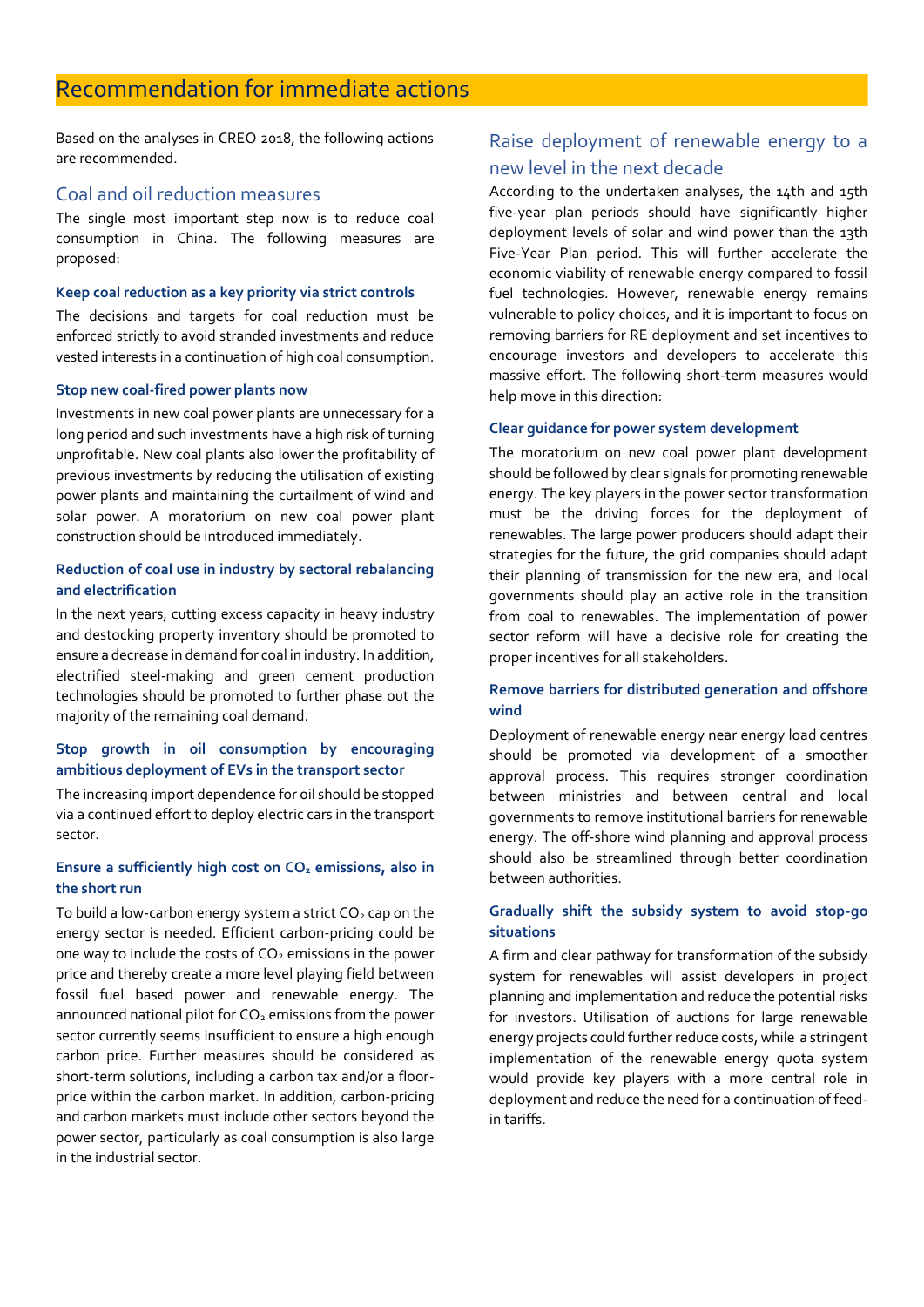# Recommendation for immediate actions

Based on the analyses in CREO 2018, the following actions are recommended.

## Coal and oil reduction measures

The single most important step now is to reduce coal consumption in China. The following measures are proposed:

### Keep coal reduction as a key priority via strict controls

The decisions and targets for coal reduction must be enforced strictly to avoid stranded investments and reduce vested interests in a continuation of high coal consumption.

### Stop new coal-fired power plants now

Investments in new coal power plants are unnecessary for a long period and such investments have a high risk of turning unprofitable. New coal plants also lower the profitability of previous investments by reducing the utilisation of existing power plants and maintaining the curtailment of wind and solar power. A moratorium on new coal power plant construction should be introduced immediately.

### Reduction of coal use in industry by sectoral rebalancing and electrification

In the next years, cutting excess capacity in heavy industry and destocking property inventory should be promoted to ensure a decrease in demand for coal in industry. In addition, electrified steel-making and green cement production technologies should be promoted to further phase out the majority of the remaining coal demand.

### Stop growth in oil consumption by encouraging ambitious deployment of EVs in the transport sector

The increasing import dependence for oil should be stopped via a continued effort to deploy electric cars in the transport sector.

### Ensure a sufficiently high cost on $CO_2$ emissions, also in the short run

To build a low-carbon energy system a strict $CO_2$ cap on the energy sector is needed. Efficient carbon-pricing could be one way to include the costs of $CO_2$ emissions in the power price and thereby create a more level playing field between fossil fuel based power and renewable energy. The announced national pilot for $CO_2$ emissions from the power sector currently seems insufficient to ensure a high enough carbon price. Further measures should be considered as short-term solutions, including a carbon tax and/or a floor-price within the carbon market. In addition, carbon-pricing and carbon markets must include other sectors beyond the power sector, particularly as coal consumption is also large in the industrial sector.

## Raise deployment of renewable energy to a new level in the next decade

According to the undertaken analyses, the 14th and 15th five-year plan periods should have significantly higher deployment levels of solar and wind power than the 13th Five-Year Plan period. This will further accelerate the economic viability of renewable energy compared to fossil fuel technologies. However, renewable energy remains vulnerable to policy choices, and it is important to focus on removing barriers for RE deployment and set incentives to encourage investors and developers to accelerate this massive effort. The following short-term measures would help move in this direction:

### Clear guidance for power system development

The moratorium on new coal power plant development should be followed by clear signals for promoting renewable energy. The key players in the power sector transformation must be the driving forces for the deployment of renewables. The large power producers should adapt their strategies for the future, the grid companies should adapt their planning of transmission for the new era, and local governments should play an active role in the transition from coal to renewables. The implementation of power sector reform will have a decisive role for creating the proper incentives for all stakeholders.

### Remove barriers for distributed generation and offshore wind

Deployment of renewable energy near energy load centres should be promoted via development of a smoother approval process. This requires stronger coordination between ministries and between central and local governments to remove institutional barriers for renewable energy. The off-shore wind planning and approval process should also be streamlined through better coordination between authorities.

### Gradually shift the subsidy system to avoid stop-go situations

A firm and clear pathway for transformation of the subsidy system for renewables will assist developers in project planning and implementation and reduce the potential risks for investors. Utilisation of auctions for large renewable energy projects could further reduce costs, while a stringent implementation of the renewable energy quota system would provide key players with a more central role in deployment and reduce the need for a continuation of feed-in tariffs.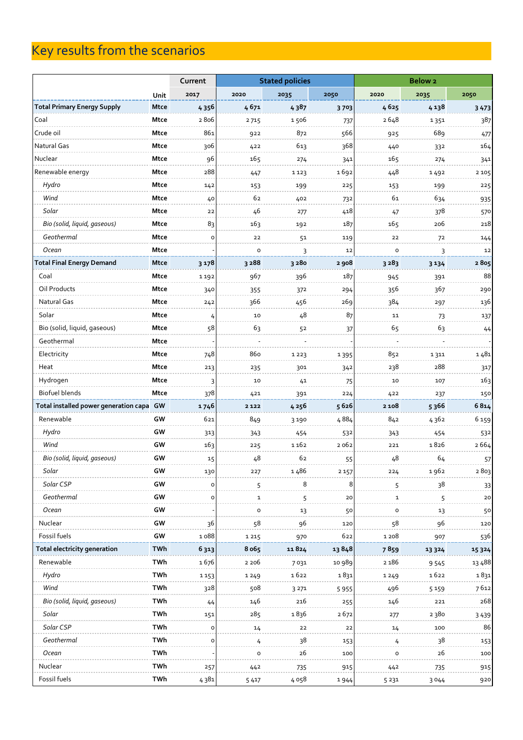# Key results from the scenarios

| | | Current | Stated policies | | | Below 2 | | |
|---|---|---|---|---|---|---|---|---|
| | Unit | 2017 | 2020 | 2035 | 2050 | 2020 | 2035 | 2050 |
| **Total Primary Energy Supply** | **Mtce** | **4 356** | **4 671** | **4 387** | **3 703** | **4 625** | **4 138** | **3 473** |
| Coal | **Mtce** | 2 806 | 2 715 | 1 506 | 737 | 2 648 | 1 351 | 387 |
| Crude oil | **Mtce** | 861 | 922 | 872 | 566 | 925 | 689 | 477 |
| Natural Gas | **Mtce** | 306 | 422 | 613 | 368 | 440 | 332 | 164 |
| Nuclear | **Mtce** | 96 | 165 | 274 | 341 | 165 | 274 | 341 |
| Renewable energy | **Mtce** | 288 | 447 | 1 123 | 1 692 | 448 | 1 492 | 2 105 |
| *Hydro* | **Mtce** | 142 | 153 | 199 | 225 | 153 | 199 | 225 |
| *Wind* | **Mtce** | 40 | 62 | 402 | 732 | 61 | 634 | 935 |
| *Solar* | **Mtce** | 22 | 46 | 277 | 418 | 47 | 378 | 570 |
| *Bio (solid, liquid, gaseous)* | **Mtce** | 83 | 163 | 192 | 187 | 165 | 206 | 218 |
| *Geothermal* | **Mtce** | 0 | 22 | 51 | 119 | 22 | 72 | 144 |
| *Ocean* | **Mtce** | - | 0 | 3 | 12 | 0 | 3 | 12 |
| **Total Final Energy Demand** | **Mtce** | **3 178** | **3 288** | **3 280** | **2 908** | **3 283** | **3 134** | **2 805** |
| Coal | **Mtce** | 1 192 | 967 | 396 | 187 | 945 | 391 | 88 |
| Oil Products | **Mtce** | 340 | 355 | 372 | 294 | 356 | 367 | 290 |
| Natural Gas | **Mtce** | 242 | 366 | 456 | 269 | 384 | 297 | 136 |
| Solar | **Mtce** | 4 | 10 | 48 | 87 | 11 | 73 | 137 |
| Bio (solid, liquid, gaseous) | **Mtce** | 58 | 63 | 52 | 37 | 65 | 63 | 44 |
| Geothermal | **Mtce** | - | - | - | - | - | - | - |
| Electricity | **Mtce** | 748 | 860 | 1 223 | 1 395 | 852 | 1 311 | 1 481 |
| Heat | **Mtce** | 213 | 235 | 301 | 342 | 238 | 288 | 317 |
| Hydrogen | **Mtce** | 3 | 10 | 41 | 75 | 10 | 107 | 163 |
| Biofuel blends | **Mtce** | 378 | 421 | 391 | 224 | 422 | 237 | 150 |
| **Total installed power generation capa** | **GW** | **1 746** | **2 122** | **4 256** | **5 626** | **2 108** | **5 366** | **6 814** |
| Renewable | **GW** | 621 | 849 | 3 190 | 4 884 | 842 | 4 362 | 6 159 |
| *Hydro* | **GW** | 313 | 343 | 454 | 532 | 343 | 454 | 532 |
| *Wind* | **GW** | 163 | 225 | 1 162 | 2 062 | 221 | 1 826 | 2 664 |
| *Bio (solid, liquid, gaseous)* | **GW** | 15 | 48 | 62 | 55 | 48 | 64 | 57 |
| *Solar* | **GW** | 130 | 227 | 1 486 | 2 157 | 224 | 1 962 | 2 803 |
| *Solar CSP* | **GW** | 0 | 5 | 8 | 8 | 5 | 38 | 33 |
| *Geothermal* | **GW** | 0 | 1 | 5 | 20 | 1 | 5 | 20 |
| *Ocean* | **GW** | - | 0 | 13 | 50 | 0 | 13 | 50 |
| Nuclear | **GW** | 36 | 58 | 96 | 120 | 58 | 96 | 120 |
| Fossil fuels | **GW** | 1 088 | 1 215 | 970 | 622 | 1 208 | 907 | 536 |
| **Total electricity generation** | **TWh** | **6 313** | **8 065** | **11 824** | **13 848** | **7 859** | **13 324** | **15 324** |
| Renewable | **TWh** | 1 676 | 2 206 | 7 031 | 10 989 | 2 186 | 9 545 | 13 488 |
| *Hydro* | **TWh** | 1 153 | 1 249 | 1 622 | 1 831 | 1 249 | 1 622 | 1 831 |
| *Wind* | **TWh** | 328 | 508 | 3 271 | 5 955 | 496 | 5 159 | 7 612 |
| *Bio (solid, liquid, gaseous)* | **TWh** | 44 | 146 | 216 | 255 | 146 | 221 | 268 |
| *Solar* | **TWh** | 151 | 285 | 1 836 | 2 672 | 277 | 2 380 | 3 439 |
| *Solar CSP* | **TWh** | 0 | 14 | 22 | 22 | 14 | 100 | 86 |
| *Geothermal* | **TWh** | 0 | 4 | 38 | 153 | 4 | 38 | 153 |
| *Ocean* | **TWh** | - | 0 | 26 | 100 | 0 | 26 | 100 |
| Nuclear | **TWh** | 257 | 442 | 735 | 915 | 442 | 735 | 915 |
| Fossil fuels | **TWh** | 4 381 | 5 417 | 4 058 | 1 944 | 5 231 | 3 044 | 920 |